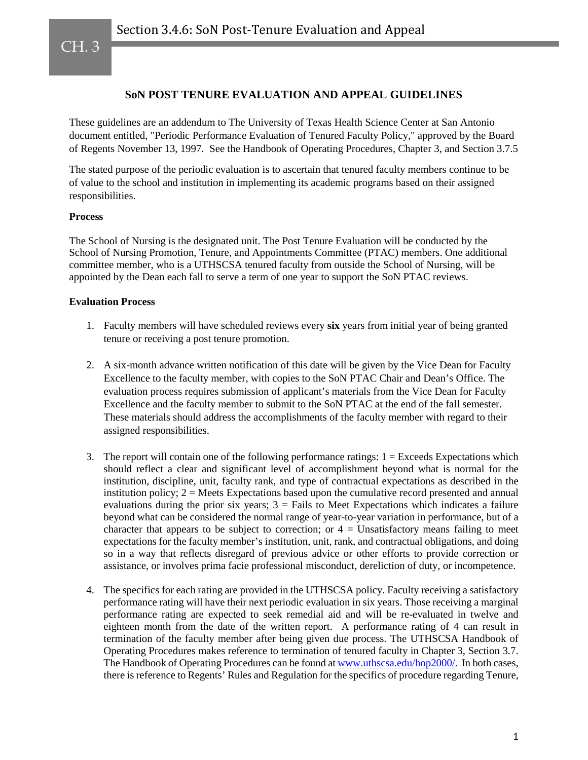# SoN POST TENURE EVALUATION AND APPEAL GUIDELINES

These guidelines are an addendum to The University of Texas Health Science Center at San Antonio document entitled, "Periodic Performance Evaluation of Tenured Faculty Policy," approved by the Board of Regents November 13, 1997. See the Handbook of Operating Procedures, Chapter 3, and Section 3.7.5

The stated purpose of the periodic evaluation is to ascertain that tenured faculty members continue to be of value to the school and institution in implementing its academic programs based on their assigned responsibilities.

**Process**

The School of Nursing is the designated unit. The Post Tenure Evaluation will be conducted by the School of Nursing Promotion, Tenure, and Appointments Committee (PTAC) members. One additional committee member, who is a UTHSCSA tenured faculty from outside the School of Nursing, will be appointed by the Dean each fall to serve a term of one year to support the SoN PTAC reviews.

**Evaluation Process**

1. Faculty members will have scheduled reviews every **six** years from initial year of being granted tenure or receiving a post tenure promotion.

2. A six-month advance written notification of this date will be given by the Vice Dean for Faculty Excellence to the faculty member, with copies to the SoN PTAC Chair and Dean's Office. The evaluation process requires submission of applicant's materials from the Vice Dean for Faculty Excellence and the faculty member to submit to the SoN PTAC at the end of the fall semester. These materials should address the accomplishments of the faculty member with regard to their assigned responsibilities.

3. The report will contain one of the following performance ratings: 1 = Exceeds Expectations which should reflect a clear and significant level of accomplishment beyond what is normal for the institution, discipline, unit, faculty rank, and type of contractual expectations as described in the institution policy; 2 = Meets Expectations based upon the cumulative record presented and annual evaluations during the prior six years; 3 = Fails to Meet Expectations which indicates a failure beyond what can be considered the normal range of year-to-year variation in performance, but of a character that appears to be subject to correction; or 4 = Unsatisfactory means failing to meet expectations for the faculty member's institution, unit, rank, and contractual obligations, and doing so in a way that reflects disregard of previous advice or other efforts to provide correction or assistance, or involves prima facie professional misconduct, dereliction of duty, or incompetence.

4. The specifics for each rating are provided in the UTHSCSA policy. Faculty receiving a satisfactory performance rating will have their next periodic evaluation in six years. Those receiving a marginal performance rating are expected to seek remedial aid and will be re-evaluated in twelve and eighteen month from the date of the written report. A performance rating of 4 can result in termination of the faculty member after being given due process. The UTHSCSA Handbook of Operating Procedures makes reference to termination of tenured faculty in Chapter 3, Section 3.7. The Handbook of Operating Procedures can be found at [www.uthscsa.edu/hop2000/](www.uthscsa.edu/hop2000/). In both cases, there is reference to Regents' Rules and Regulation for the specifics of procedure regarding Tenure,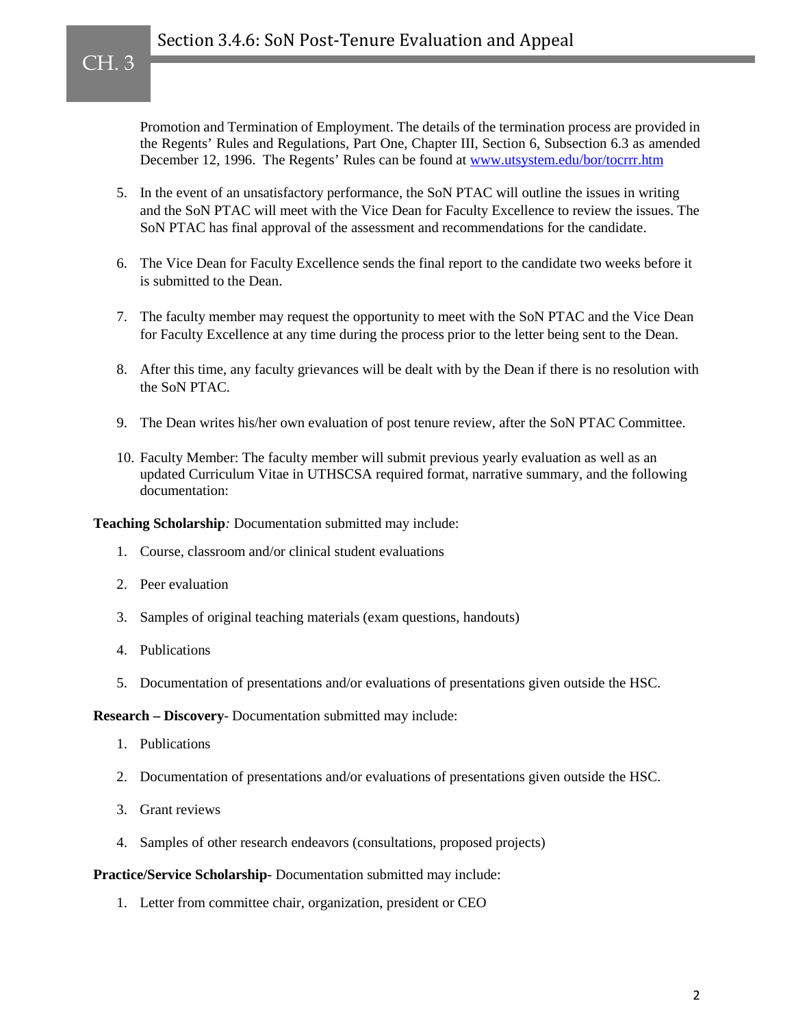Promotion and Termination of Employment. The details of the termination process are provided in the Regents' Rules and Regulations, Part One, Chapter III, Section 6, Subsection 6.3 as amended December 12, 1996. The Regents' Rules can be found at [www.utsystem.edu/bor/tocrrr.htm](www.utsystem.edu/bor/tocrrr.htm)

5. In the event of an unsatisfactory performance, the SoN PTAC will outline the issues in writing and the SoN PTAC will meet with the Vice Dean for Faculty Excellence to review the issues. The SoN PTAC has final approval of the assessment and recommendations for the candidate.

6. The Vice Dean for Faculty Excellence sends the final report to the candidate two weeks before it is submitted to the Dean.

7. The faculty member may request the opportunity to meet with the SoN PTAC and the Vice Dean for Faculty Excellence at any time during the process prior to the letter being sent to the Dean.

8. After this time, any faculty grievances will be dealt with by the Dean if there is no resolution with the SoN PTAC.

9. The Dean writes his/her own evaluation of post tenure review, after the SoN PTAC Committee.

10. Faculty Member: The faculty member will submit previous yearly evaluation as well as an updated Curriculum Vitae in UTHSCSA required format, narrative summary, and the following documentation:

**Teaching Scholarship***:* Documentation submitted may include:

1. Course, classroom and/or clinical student evaluations
2. Peer evaluation
3. Samples of original teaching materials (exam questions, handouts)
4. Publications
5. Documentation of presentations and/or evaluations of presentations given outside the HSC.

**Research – Discovery**- Documentation submitted may include:

1. Publications
2. Documentation of presentations and/or evaluations of presentations given outside the HSC.
3. Grant reviews
4. Samples of other research endeavors (consultations, proposed projects)

**Practice/Service Scholarship-** Documentation submitted may include:

1. Letter from committee chair, organization, president or CEO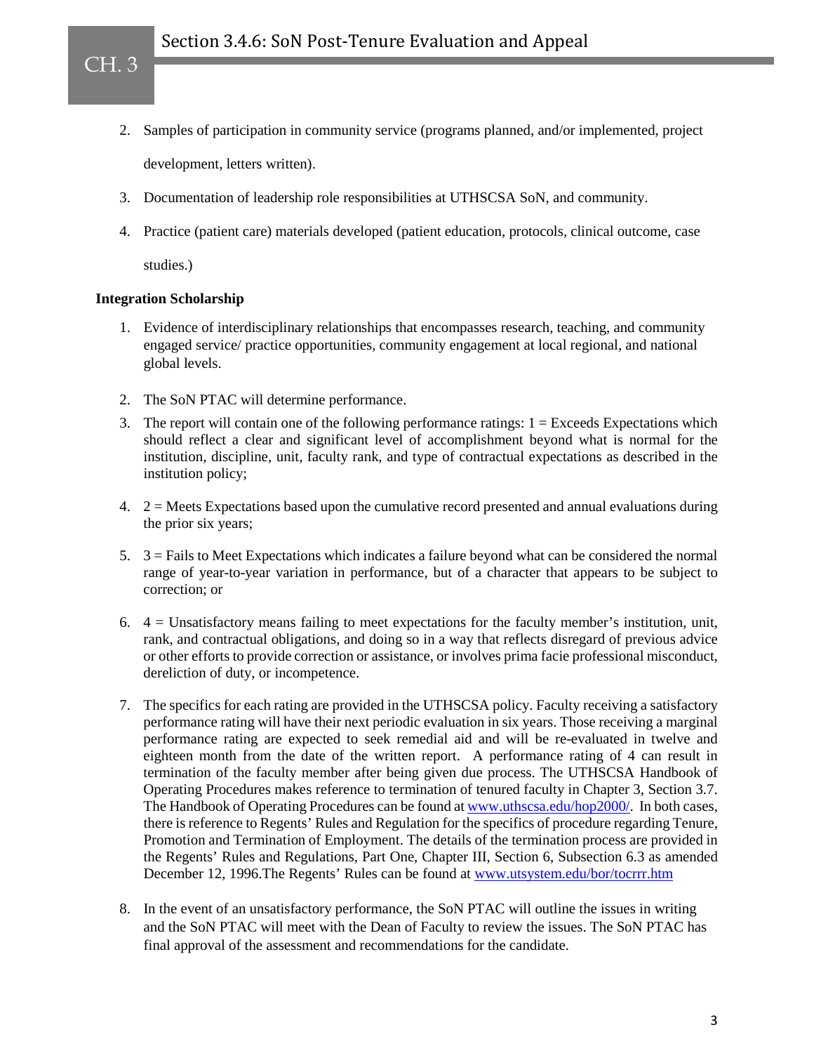2. Samples of participation in community service (programs planned, and/or implemented, project development, letters written).
3. Documentation of leadership role responsibilities at UTHSCSA SoN, and community.
4. Practice (patient care) materials developed (patient education, protocols, clinical outcome, case studies.)

**Integration Scholarship**

1. Evidence of interdisciplinary relationships that encompasses research, teaching, and community engaged service/ practice opportunities, community engagement at local regional, and national global levels.
2. The SoN PTAC will determine performance.
3. The report will contain one of the following performance ratings: 1 = Exceeds Expectations which should reflect a clear and significant level of accomplishment beyond what is normal for the institution, discipline, unit, faculty rank, and type of contractual expectations as described in the institution policy;
4. 2 = Meets Expectations based upon the cumulative record presented and annual evaluations during the prior six years;
5. 3 = Fails to Meet Expectations which indicates a failure beyond what can be considered the normal range of year-to-year variation in performance, but of a character that appears to be subject to correction; or
6. 4 = Unsatisfactory means failing to meet expectations for the faculty member's institution, unit, rank, and contractual obligations, and doing so in a way that reflects disregard of previous advice or other efforts to provide correction or assistance, or involves prima facie professional misconduct, dereliction of duty, or incompetence.
7. The specifics for each rating are provided in the UTHSCSA policy. Faculty receiving a satisfactory performance rating will have their next periodic evaluation in six years. Those receiving a marginal performance rating are expected to seek remedial aid and will be re-evaluated in twelve and eighteen month from the date of the written report. A performance rating of 4 can result in termination of the faculty member after being given due process. The UTHSCSA Handbook of Operating Procedures makes reference to termination of tenured faculty in Chapter 3, Section 3.7. The Handbook of Operating Procedures can be found at [www.uthscsa.edu/hop2000/](www.uthscsa.edu/hop2000/). In both cases, there is reference to Regents' Rules and Regulation for the specifics of procedure regarding Tenure, Promotion and Termination of Employment. The details of the termination process are provided in the Regents' Rules and Regulations, Part One, Chapter III, Section 6, Subsection 6.3 as amended December 12, 1996.The Regents' Rules can be found at [www.utsystem.edu/bor/tocrrr.htm](www.utsystem.edu/bor/tocrrr.htm)
8. In the event of an unsatisfactory performance, the SoN PTAC will outline the issues in writing and the SoN PTAC will meet with the Dean of Faculty to review the issues. The SoN PTAC has final approval of the assessment and recommendations for the candidate.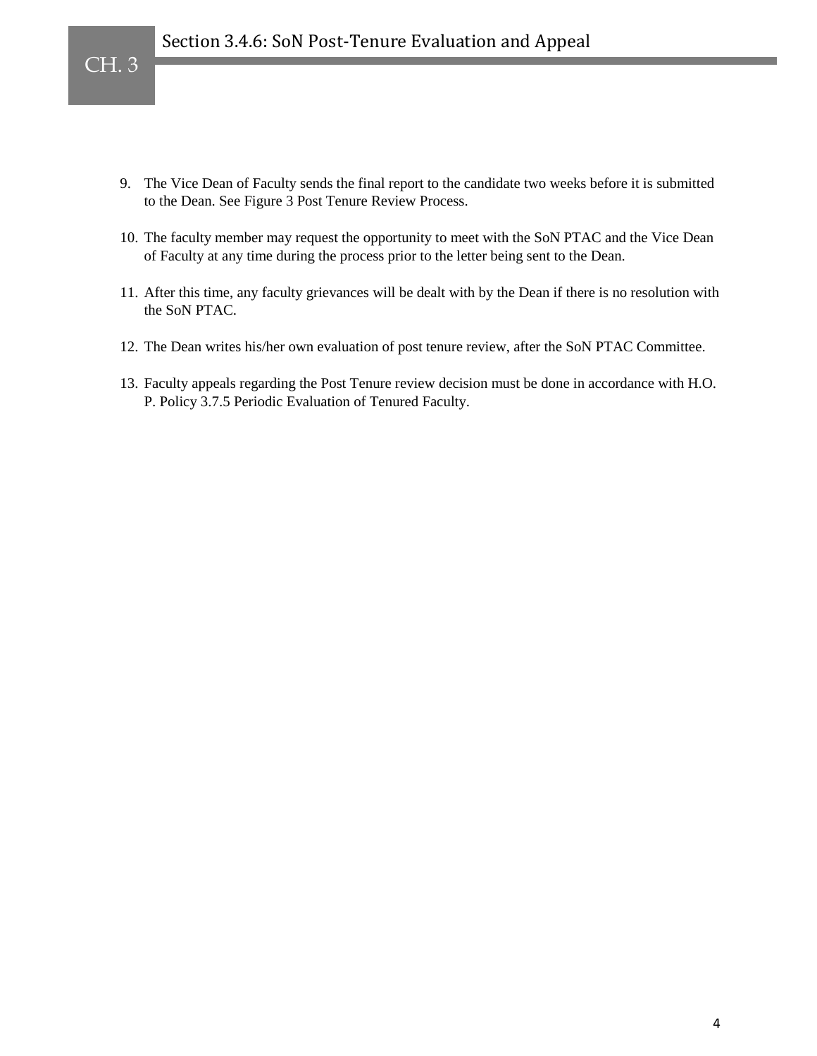9. The Vice Dean of Faculty sends the final report to the candidate two weeks before it is submitted to the Dean. See Figure 3 Post Tenure Review Process.

10. The faculty member may request the opportunity to meet with the SoN PTAC and the Vice Dean of Faculty at any time during the process prior to the letter being sent to the Dean.

11. After this time, any faculty grievances will be dealt with by the Dean if there is no resolution with the SoN PTAC.

12. The Dean writes his/her own evaluation of post tenure review, after the SoN PTAC Committee.

13. Faculty appeals regarding the Post Tenure review decision must be done in accordance with H.O. P. Policy 3.7.5 Periodic Evaluation of Tenured Faculty.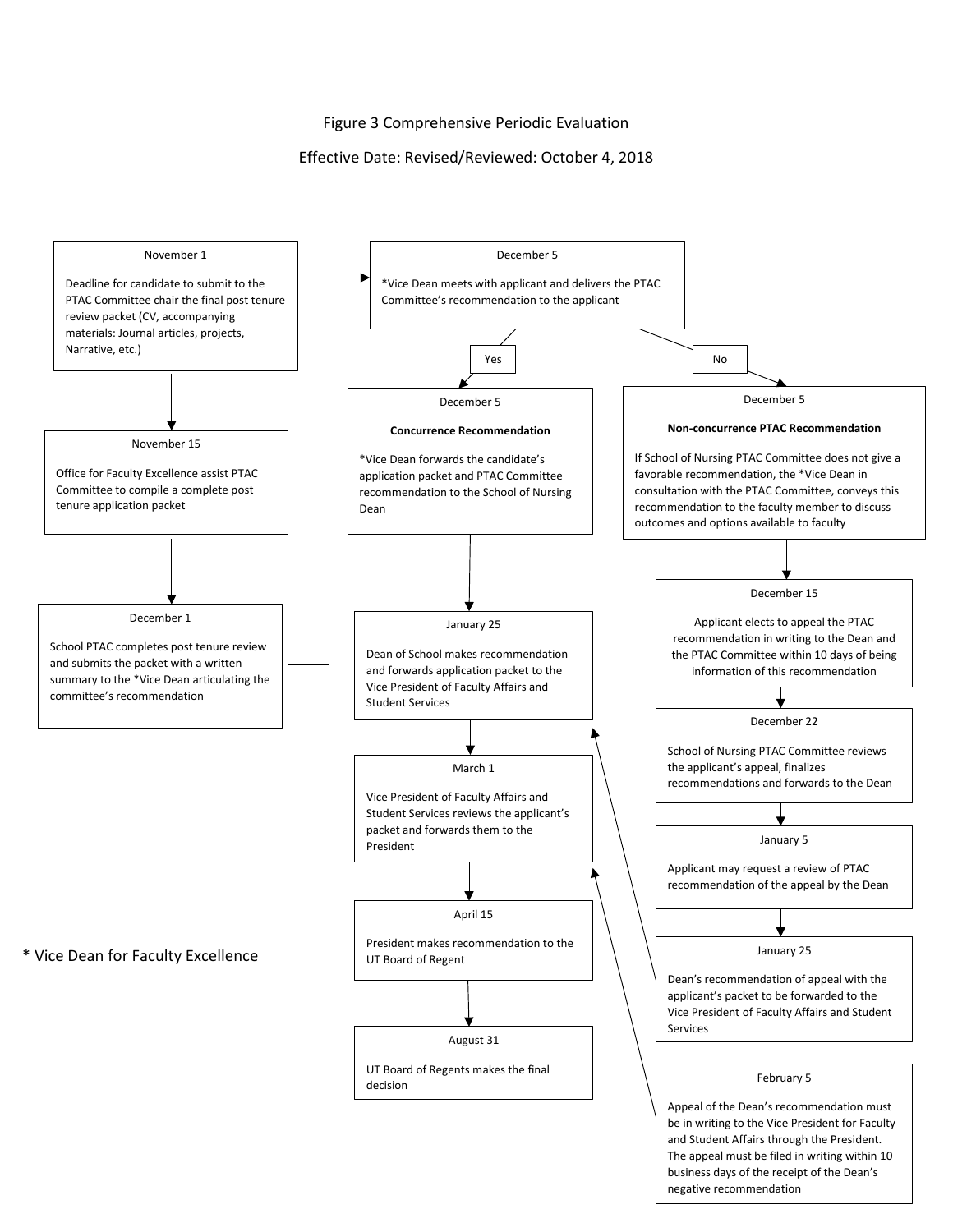# Figure 3 Comprehensive Periodic Evaluation

Effective Date: Revised/Reviewed: October 4, 2018

**November 1**

Deadline for candidate to submit to the PTAC Committee chair the final post tenure review packet (CV, accompanying materials: Journal articles, projects, Narrative, etc.)

**November 15**

Office for Faculty Excellence assist PTAC Committee to compile a complete post tenure application packet

**December 1**

School PTAC completes post tenure review and submits the packet with a written summary to the *Vice Dean articulating the committee's recommendation

**December 5**

*Vice Dean meets with applicant and delivers the PTAC Committee's recommendation to the applicant

Yes

**December 5**

**Concurrence Recommendation**

*Vice Dean forwards the candidate's application packet and PTAC Committee recommendation to the School of Nursing Dean

**January 25**

Dean of School makes recommendation and forwards application packet to the Vice President of Faculty Affairs and Student Services

**March 1**

Vice President of Faculty Affairs and Student Services reviews the applicant's packet and forwards them to the President

**April 15**

President makes recommendation to the UT Board of Regent

**August 31**

UT Board of Regents makes the final decision

No

**December 5**

**Non-concurrence PTAC Recommendation**

If School of Nursing PTAC Committee does not give a favorable recommendation, the *Vice Dean in consultation with the PTAC Committee, conveys this recommendation to the faculty member to discuss outcomes and options available to faculty

**December 15**

Applicant elects to appeal the PTAC recommendation in writing to the Dean and the PTAC Committee within 10 days of being information of this recommendation

**December 22**

School of Nursing PTAC Committee reviews the applicant's appeal, finalizes recommendations and forwards to the Dean

**January 5**

Applicant may request a review of PTAC recommendation of the appeal by the Dean

**January 25**

Dean's recommendation of appeal with the applicant's packet to be forwarded to the Vice President of Faculty Affairs and Student Services

**February 5**

Appeal of the Dean's recommendation must be in writing to the Vice President for Faculty and Student Affairs through the President. The appeal must be filed in writing within 10 business days of the receipt of the Dean's negative recommendation

* Vice Dean for Faculty Excellence